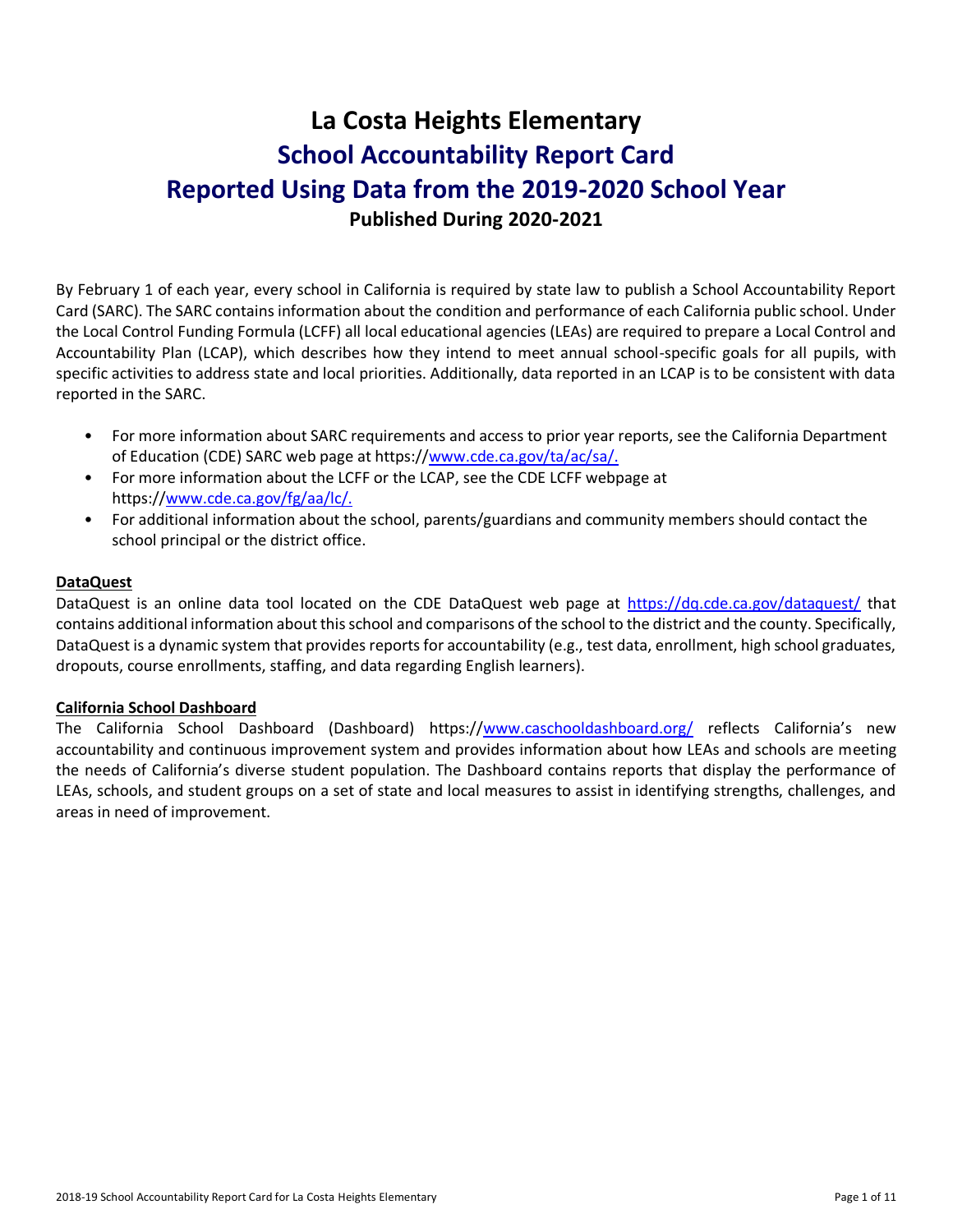# La Costa Heights Elementary
# School Accountability Report Card
# Reported Using Data from the 2019-2020 School Year
## Published During 2020-2021

By February 1 of each year, every school in California is required by state law to publish a School Accountability Report Card (SARC). The SARC contains information about the condition and performance of each California public school. Under the Local Control Funding Formula (LCFF) all local educational agencies (LEAs) are required to prepare a Local Control and Accountability Plan (LCAP), which describes how they intend to meet annual school-specific goals for all pupils, with specific activities to address state and local priorities. Additionally, data reported in an LCAP is to be consistent with data reported in the SARC.

- For more information about SARC requirements and access to prior year reports, see the California Department of Education (CDE) SARC web page at https://www.cde.ca.gov/ta/ac/sa/.
- For more information about the LCFF or the LCAP, see the CDE LCFF webpage at https://www.cde.ca.gov/fg/aa/lc/.
- For additional information about the school, parents/guardians and community members should contact the school principal or the district office.

**DataQuest**

DataQuest is an online data tool located on the CDE DataQuest web page at https://dq.cde.ca.gov/dataquest/ that contains additional information about this school and comparisons of the school to the district and the county. Specifically, DataQuest is a dynamic system that provides reports for accountability (e.g., test data, enrollment, high school graduates, dropouts, course enrollments, staffing, and data regarding English learners).

**California School Dashboard**

The California School Dashboard (Dashboard) https://www.caschooldashboard.org/ reflects California's new accountability and continuous improvement system and provides information about how LEAs and schools are meeting the needs of California's diverse student population. The Dashboard contains reports that display the performance of LEAs, schools, and student groups on a set of state and local measures to assist in identifying strengths, challenges, and areas in need of improvement.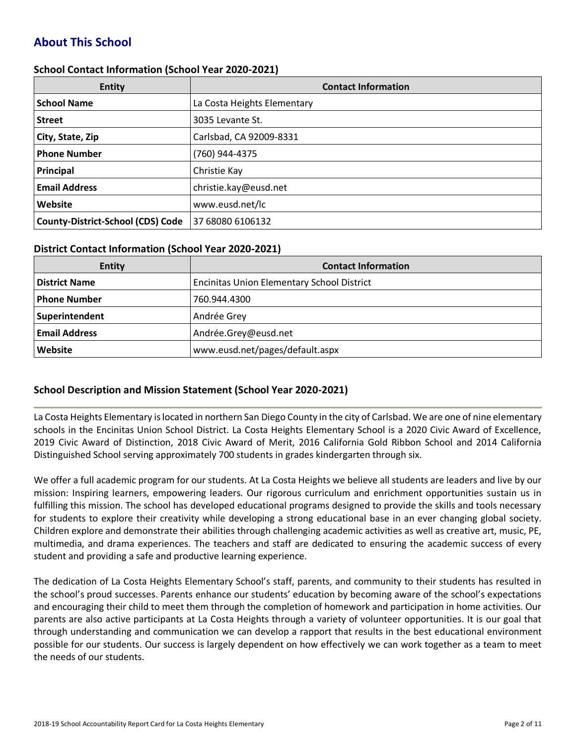## About This School

### School Contact Information (School Year 2020-2021)

| Entity | Contact Information |
|---|---|
| **School Name** | La Costa Heights Elementary |
| **Street** | 3035 Levante St. |
| **City, State, Zip** | Carlsbad, CA 92009-8331 |
| **Phone Number** | (760) 944-4375 |
| **Principal** | Christie Kay |
| **Email Address** | christie.kay@eusd.net |
| **Website** | www.eusd.net/lc |
| **County-District-School (CDS) Code** | 37 68080 6106132 |

### District Contact Information (School Year 2020-2021)

| Entity | Contact Information |
|---|---|
| **District Name** | Encinitas Union Elementary School District |
| **Phone Number** | 760.944.4300 |
| **Superintendent** | Andrée Grey |
| **Email Address** | Andrée.Grey@eusd.net |
| **Website** | www.eusd.net/pages/default.aspx |

### School Description and Mission Statement (School Year 2020-2021)

La Costa Heights Elementary is located in northern San Diego County in the city of Carlsbad. We are one of nine elementary schools in the Encinitas Union School District. La Costa Heights Elementary School is a 2020 Civic Award of Excellence, 2019 Civic Award of Distinction, 2018 Civic Award of Merit, 2016 California Gold Ribbon School and 2014 California Distinguished School serving approximately 700 students in grades kindergarten through six.

We offer a full academic program for our students. At La Costa Heights we believe all students are leaders and live by our mission: Inspiring learners, empowering leaders. Our rigorous curriculum and enrichment opportunities sustain us in fulfilling this mission. The school has developed educational programs designed to provide the skills and tools necessary for students to explore their creativity while developing a strong educational base in an ever changing global society. Children explore and demonstrate their abilities through challenging academic activities as well as creative art, music, PE, multimedia, and drama experiences. The teachers and staff are dedicated to ensuring the academic success of every student and providing a safe and productive learning experience.

The dedication of La Costa Heights Elementary School's staff, parents, and community to their students has resulted in the school's proud successes. Parents enhance our students' education by becoming aware of the school's expectations and encouraging their child to meet them through the completion of homework and participation in home activities. Our parents are also active participants at La Costa Heights through a variety of volunteer opportunities. It is our goal that through understanding and communication we can develop a rapport that results in the best educational environment possible for our students. Our success is largely dependent on how effectively we can work together as a team to meet the needs of our students.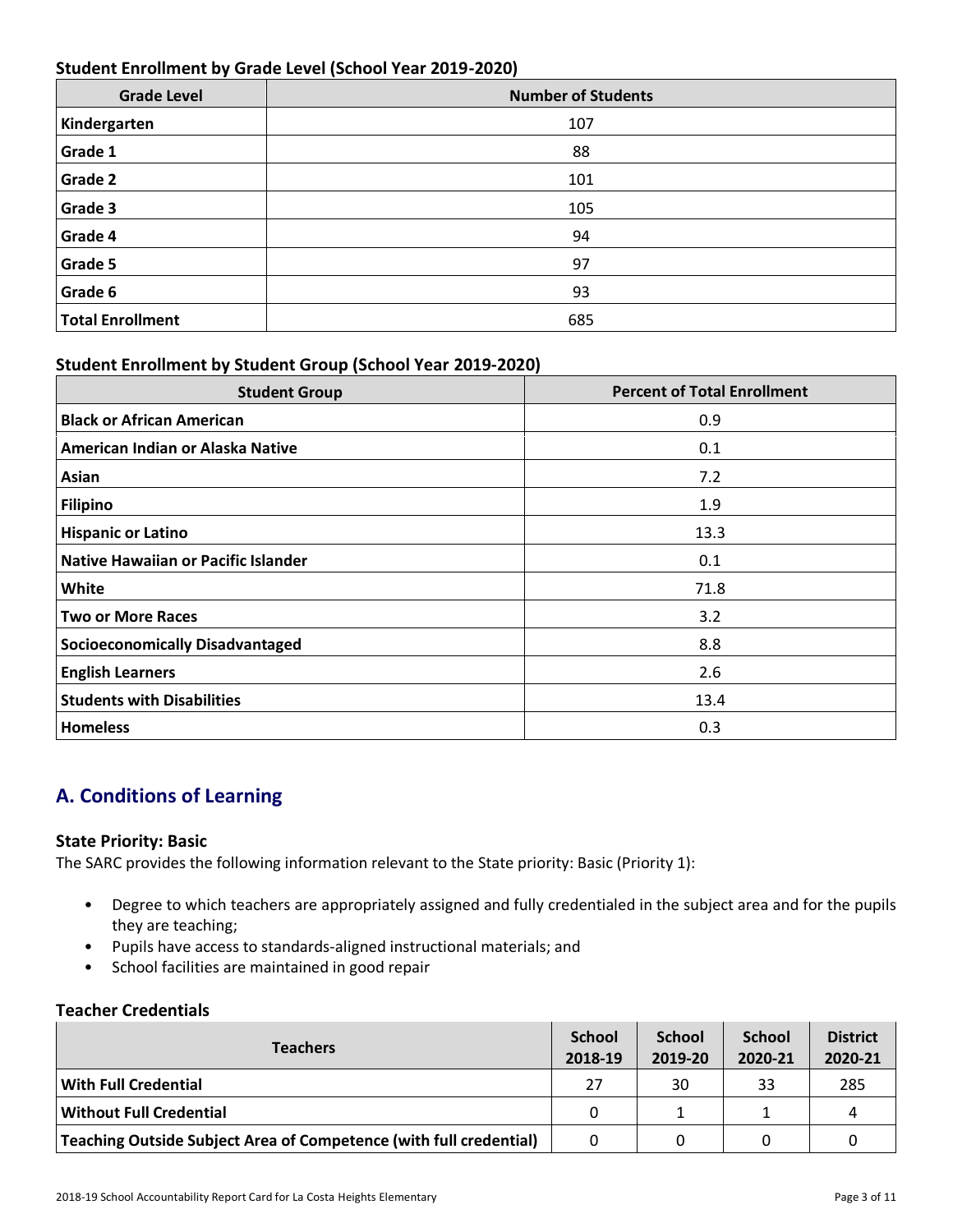### Student Enrollment by Grade Level (School Year 2019-2020)

| Grade Level | Number of Students |
|---|---|
| **Kindergarten** | 107 |
| **Grade 1** | 88 |
| **Grade 2** | 101 |
| **Grade 3** | 105 |
| **Grade 4** | 94 |
| **Grade 5** | 97 |
| **Grade 6** | 93 |
| **Total Enrollment** | 685 |

### Student Enrollment by Student Group (School Year 2019-2020)

| Student Group | Percent of Total Enrollment |
|---|---|
| **Black or African American** | 0.9 |
| **American Indian or Alaska Native** | 0.1 |
| **Asian** | 7.2 |
| **Filipino** | 1.9 |
| **Hispanic or Latino** | 13.3 |
| **Native Hawaiian or Pacific Islander** | 0.1 |
| **White** | 71.8 |
| **Two or More Races** | 3.2 |
| **Socioeconomically Disadvantaged** | 8.8 |
| **English Learners** | 2.6 |
| **Students with Disabilities** | 13.4 |
| **Homeless** | 0.3 |

## A. Conditions of Learning

### State Priority: Basic

The SARC provides the following information relevant to the State priority: Basic (Priority 1):

- Degree to which teachers are appropriately assigned and fully credentialed in the subject area and for the pupils they are teaching;
- Pupils have access to standards-aligned instructional materials; and
- School facilities are maintained in good repair

### Teacher Credentials

| Teachers | School 2018-19 | School 2019-20 | School 2020-21 | District 2020-21 |
|---|---|---|---|---|
| **With Full Credential** | 27 | 30 | 33 | 285 |
| **Without Full Credential** | 0 | 1 | 1 | 4 |
| **Teaching Outside Subject Area of Competence (with full credential)** | 0 | 0 | 0 | 0 |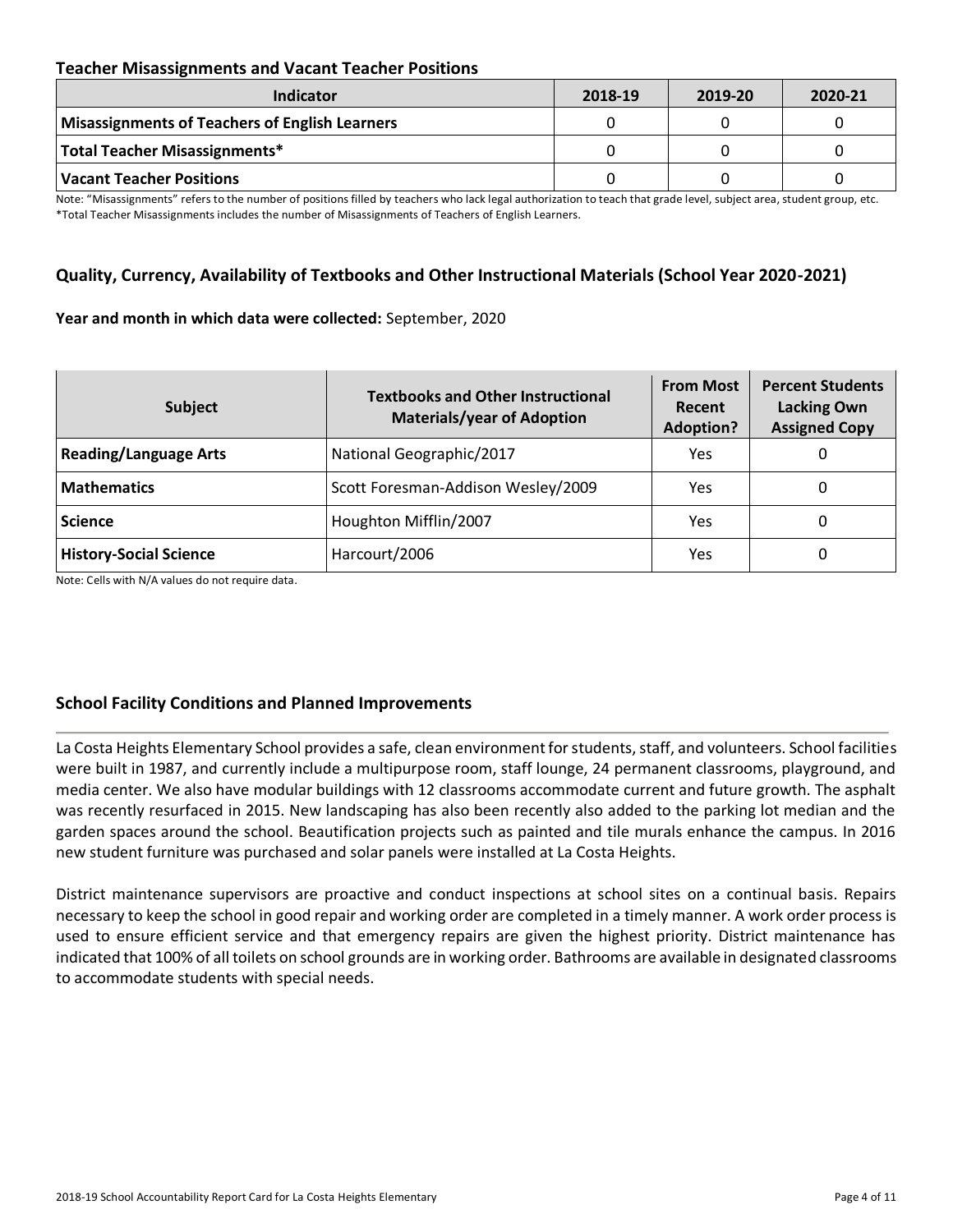### Teacher Misassignments and Vacant Teacher Positions

| Indicator | 2018-19 | 2019-20 | 2020-21 |
|---|---|---|---|
| **Misassignments of Teachers of English Learners** | 0 | 0 | 0 |
| **Total Teacher Misassignments*** | 0 | 0 | 0 |
| **Vacant Teacher Positions** | 0 | 0 | 0 |

Note: "Misassignments" refers to the number of positions filled by teachers who lack legal authorization to teach that grade level, subject area, student group, etc.
*Total Teacher Misassignments includes the number of Misassignments of Teachers of English Learners.

### Quality, Currency, Availability of Textbooks and Other Instructional Materials (School Year 2020-2021)

**Year and month in which data were collected:** September, 2020

| Subject | Textbooks and Other Instructional Materials/year of Adoption | From Most Recent Adoption? | Percent Students Lacking Own Assigned Copy |
|---|---|---|---|
| **Reading/Language Arts** | National Geographic/2017 | Yes | 0 |
| **Mathematics** | Scott Foresman-Addison Wesley/2009 | Yes | 0 |
| **Science** | Houghton Mifflin/2007 | Yes | 0 |
| **History-Social Science** | Harcourt/2006 | Yes | 0 |

Note: Cells with N/A values do not require data.

### School Facility Conditions and Planned Improvements

La Costa Heights Elementary School provides a safe, clean environment for students, staff, and volunteers. School facilities were built in 1987, and currently include a multipurpose room, staff lounge, 24 permanent classrooms, playground, and media center. We also have modular buildings with 12 classrooms accommodate current and future growth. The asphalt was recently resurfaced in 2015. New landscaping has also been recently also added to the parking lot median and the garden spaces around the school. Beautification projects such as painted and tile murals enhance the campus. In 2016 new student furniture was purchased and solar panels were installed at La Costa Heights.

District maintenance supervisors are proactive and conduct inspections at school sites on a continual basis. Repairs necessary to keep the school in good repair and working order are completed in a timely manner. A work order process is used to ensure efficient service and that emergency repairs are given the highest priority. District maintenance has indicated that 100% of all toilets on school grounds are in working order. Bathrooms are available in designated classrooms to accommodate students with special needs.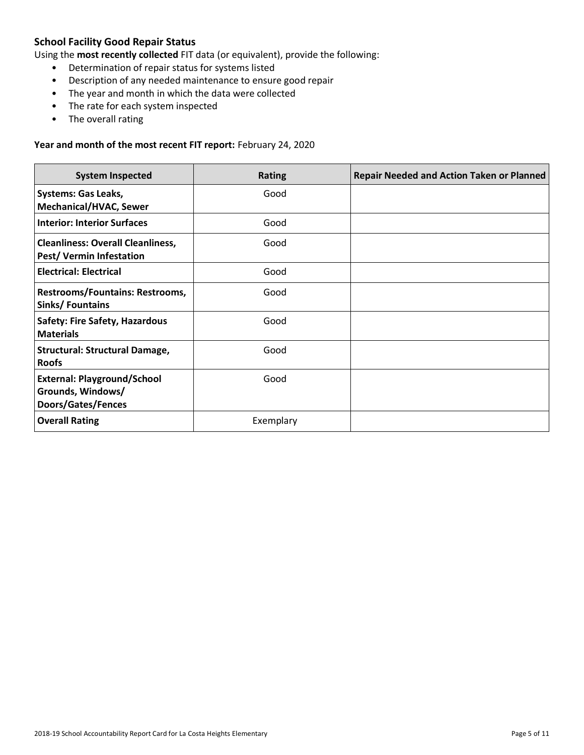### School Facility Good Repair Status

Using the **most recently collected** FIT data (or equivalent), provide the following:

- Determination of repair status for systems listed
- Description of any needed maintenance to ensure good repair
- The year and month in which the data were collected
- The rate for each system inspected
- The overall rating

**Year and month of the most recent FIT report:** February 24, 2020

| System Inspected | Rating | Repair Needed and Action Taken or Planned |
|---|---|---|
| **Systems: Gas Leaks, Mechanical/HVAC, Sewer** | Good | |
| **Interior: Interior Surfaces** | Good | |
| **Cleanliness: Overall Cleanliness, Pest/ Vermin Infestation** | Good | |
| **Electrical: Electrical** | Good | |
| **Restrooms/Fountains: Restrooms, Sinks/ Fountains** | Good | |
| **Safety: Fire Safety, Hazardous Materials** | Good | |
| **Structural: Structural Damage, Roofs** | Good | |
| **External: Playground/School Grounds, Windows/ Doors/Gates/Fences** | Good | |
| **Overall Rating** | Exemplary | |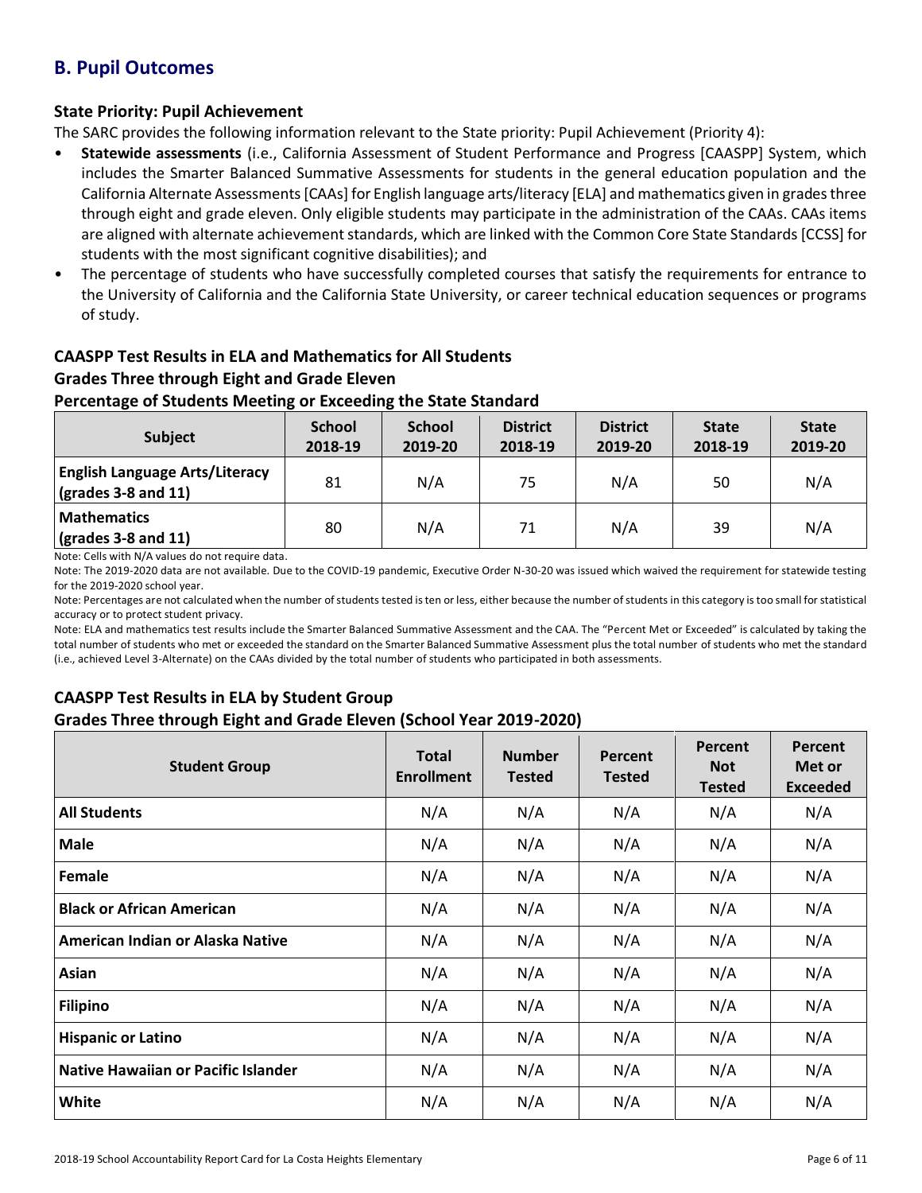## B. Pupil Outcomes

### State Priority: Pupil Achievement

The SARC provides the following information relevant to the State priority: Pupil Achievement (Priority 4):

- **Statewide assessments** (i.e., California Assessment of Student Performance and Progress [CAASPP] System, which includes the Smarter Balanced Summative Assessments for students in the general education population and the California Alternate Assessments [CAAs] for English language arts/literacy [ELA] and mathematics given in grades three through eight and grade eleven. Only eligible students may participate in the administration of the CAAs. CAAs items are aligned with alternate achievement standards, which are linked with the Common Core State Standards [CCSS] for students with the most significant cognitive disabilities); and
- The percentage of students who have successfully completed courses that satisfy the requirements for entrance to the University of California and the California State University, or career technical education sequences or programs of study.

### CAASPP Test Results in ELA and Mathematics for All Students
### Grades Three through Eight and Grade Eleven
### Percentage of Students Meeting or Exceeding the State Standard

| Subject | School 2018-19 | School 2019-20 | District 2018-19 | District 2019-20 | State 2018-19 | State 2019-20 |
|---|---|---|---|---|---|---|
| **English Language Arts/Literacy (grades 3-8 and 11)** | 81 | N/A | 75 | N/A | 50 | N/A |
| **Mathematics (grades 3-8 and 11)** | 80 | N/A | 71 | N/A | 39 | N/A |

Note: Cells with N/A values do not require data.

Note: The 2019-2020 data are not available. Due to the COVID-19 pandemic, Executive Order N-30-20 was issued which waived the requirement for statewide testing for the 2019-2020 school year.

Note: Percentages are not calculated when the number of students tested is ten or less, either because the number of students in this category is too small for statistical accuracy or to protect student privacy.

Note: ELA and mathematics test results include the Smarter Balanced Summative Assessment and the CAA. The "Percent Met or Exceeded" is calculated by taking the total number of students who met or exceeded the standard on the Smarter Balanced Summative Assessment plus the total number of students who met the standard (i.e., achieved Level 3-Alternate) on the CAAs divided by the total number of students who participated in both assessments.

### CAASPP Test Results in ELA by Student Group
### Grades Three through Eight and Grade Eleven (School Year 2019-2020)

| Student Group | Total Enrollment | Number Tested | Percent Tested | Percent Not Tested | Percent Met or Exceeded |
|---|---|---|---|---|---|
| **All Students** | N/A | N/A | N/A | N/A | N/A |
| **Male** | N/A | N/A | N/A | N/A | N/A |
| **Female** | N/A | N/A | N/A | N/A | N/A |
| **Black or African American** | N/A | N/A | N/A | N/A | N/A |
| **American Indian or Alaska Native** | N/A | N/A | N/A | N/A | N/A |
| **Asian** | N/A | N/A | N/A | N/A | N/A |
| **Filipino** | N/A | N/A | N/A | N/A | N/A |
| **Hispanic or Latino** | N/A | N/A | N/A | N/A | N/A |
| **Native Hawaiian or Pacific Islander** | N/A | N/A | N/A | N/A | N/A |
| **White** | N/A | N/A | N/A | N/A | N/A |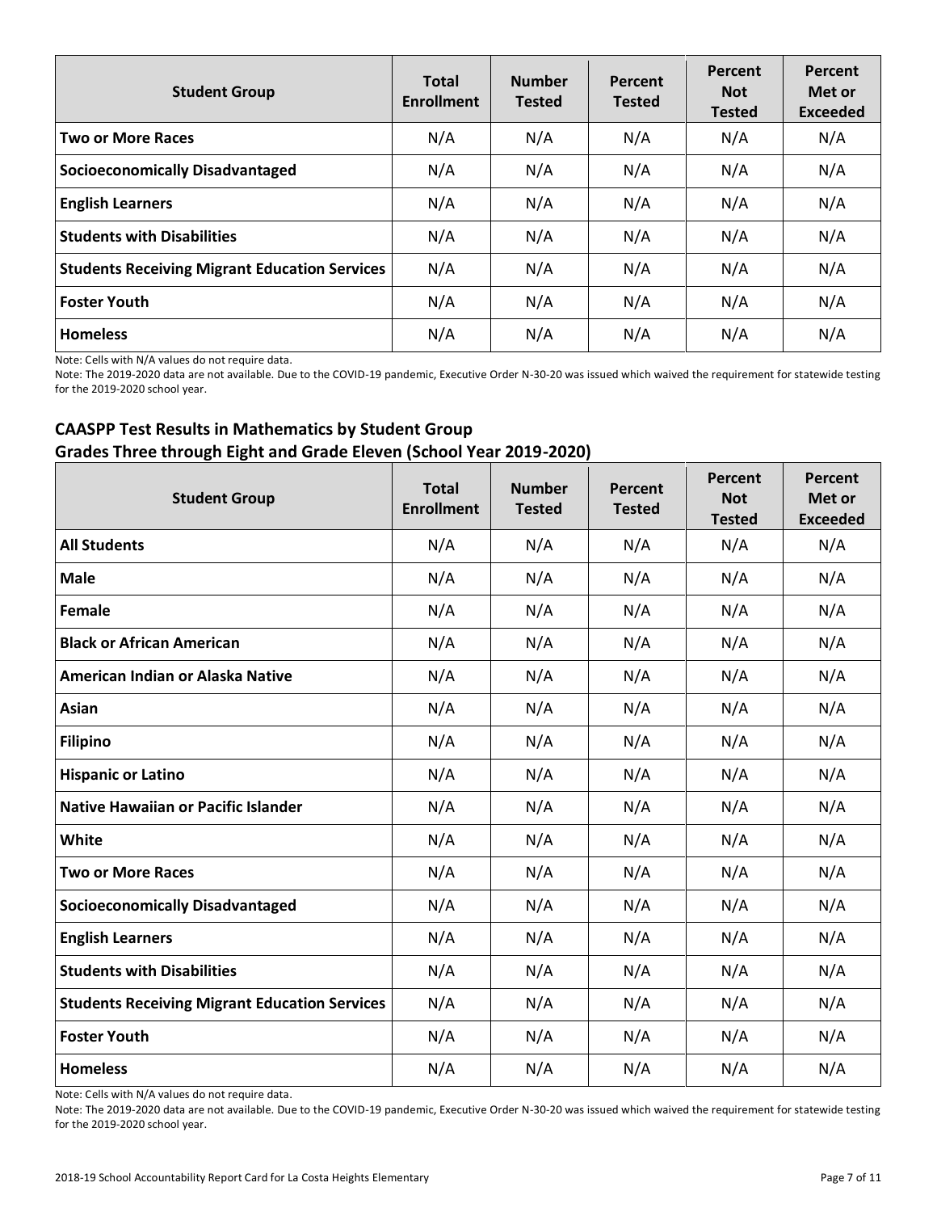| Student Group | Total Enrollment | Number Tested | Percent Tested | Percent Not Tested | Percent Met or Exceeded |
|---|---|---|---|---|---|
| **Two or More Races** | N/A | N/A | N/A | N/A | N/A |
| **Socioeconomically Disadvantaged** | N/A | N/A | N/A | N/A | N/A |
| **English Learners** | N/A | N/A | N/A | N/A | N/A |
| **Students with Disabilities** | N/A | N/A | N/A | N/A | N/A |
| **Students Receiving Migrant Education Services** | N/A | N/A | N/A | N/A | N/A |
| **Foster Youth** | N/A | N/A | N/A | N/A | N/A |
| **Homeless** | N/A | N/A | N/A | N/A | N/A |

Note: Cells with N/A values do not require data.

Note: The 2019-2020 data are not available. Due to the COVID-19 pandemic, Executive Order N-30-20 was issued which waived the requirement for statewide testing for the 2019-2020 school year.

### CAASPP Test Results in Mathematics by Student Group
### Grades Three through Eight and Grade Eleven (School Year 2019-2020)

| Student Group | Total Enrollment | Number Tested | Percent Tested | Percent Not Tested | Percent Met or Exceeded |
|---|---|---|---|---|---|
| **All Students** | N/A | N/A | N/A | N/A | N/A |
| **Male** | N/A | N/A | N/A | N/A | N/A |
| **Female** | N/A | N/A | N/A | N/A | N/A |
| **Black or African American** | N/A | N/A | N/A | N/A | N/A |
| **American Indian or Alaska Native** | N/A | N/A | N/A | N/A | N/A |
| **Asian** | N/A | N/A | N/A | N/A | N/A |
| **Filipino** | N/A | N/A | N/A | N/A | N/A |
| **Hispanic or Latino** | N/A | N/A | N/A | N/A | N/A |
| **Native Hawaiian or Pacific Islander** | N/A | N/A | N/A | N/A | N/A |
| **White** | N/A | N/A | N/A | N/A | N/A |
| **Two or More Races** | N/A | N/A | N/A | N/A | N/A |
| **Socioeconomically Disadvantaged** | N/A | N/A | N/A | N/A | N/A |
| **English Learners** | N/A | N/A | N/A | N/A | N/A |
| **Students with Disabilities** | N/A | N/A | N/A | N/A | N/A |
| **Students Receiving Migrant Education Services** | N/A | N/A | N/A | N/A | N/A |
| **Foster Youth** | N/A | N/A | N/A | N/A | N/A |
| **Homeless** | N/A | N/A | N/A | N/A | N/A |

Note: Cells with N/A values do not require data.

Note: The 2019-2020 data are not available. Due to the COVID-19 pandemic, Executive Order N-30-20 was issued which waived the requirement for statewide testing for the 2019-2020 school year.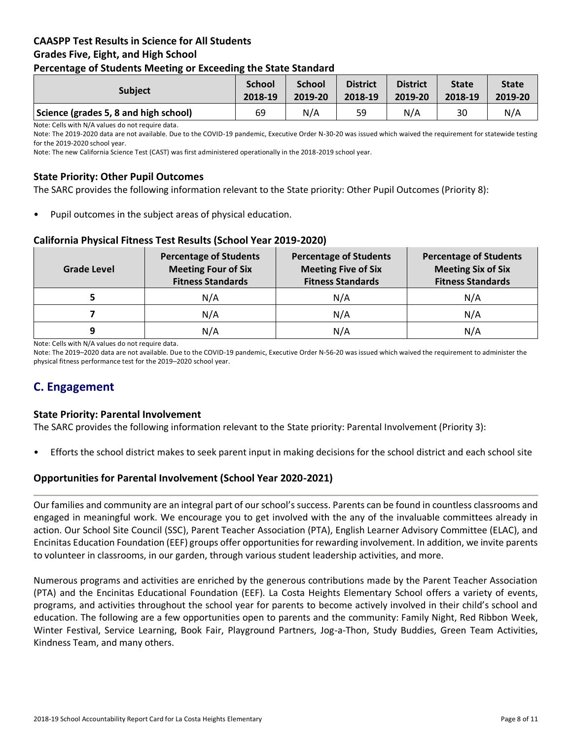### CAASPP Test Results in Science for All Students
### Grades Five, Eight, and High School
### Percentage of Students Meeting or Exceeding the State Standard

| Subject | School 2018-19 | School 2019-20 | District 2018-19 | District 2019-20 | State 2018-19 | State 2019-20 |
|---|---|---|---|---|---|---|
| Science (grades 5, 8 and high school) | 69 | N/A | 59 | N/A | 30 | N/A |

Note: Cells with N/A values do not require data.

Note: The 2019-2020 data are not available. Due to the COVID-19 pandemic, Executive Order N-30-20 was issued which waived the requirement for statewide testing for the 2019-2020 school year.

Note: The new California Science Test (CAST) was first administered operationally in the 2018-2019 school year.

### State Priority: Other Pupil Outcomes

The SARC provides the following information relevant to the State priority: Other Pupil Outcomes (Priority 8):

- Pupil outcomes in the subject areas of physical education.

### California Physical Fitness Test Results (School Year 2019-2020)

| Grade Level | Percentage of Students Meeting Four of Six Fitness Standards | Percentage of Students Meeting Five of Six Fitness Standards | Percentage of Students Meeting Six of Six Fitness Standards |
|---|---|---|---|
| 5 | N/A | N/A | N/A |
| 7 | N/A | N/A | N/A |
| 9 | N/A | N/A | N/A |

Note: Cells with N/A values do not require data.

Note: The 2019–2020 data are not available. Due to the COVID-19 pandemic, Executive Order N-56-20 was issued which waived the requirement to administer the physical fitness performance test for the 2019–2020 school year.

## C. Engagement

### State Priority: Parental Involvement

The SARC provides the following information relevant to the State priority: Parental Involvement (Priority 3):

- Efforts the school district makes to seek parent input in making decisions for the school district and each school site

### Opportunities for Parental Involvement (School Year 2020-2021)

Our families and community are an integral part of our school's success. Parents can be found in countless classrooms and engaged in meaningful work. We encourage you to get involved with the any of the invaluable committees already in action. Our School Site Council (SSC), Parent Teacher Association (PTA), English Learner Advisory Committee (ELAC), and Encinitas Education Foundation (EEF) groups offer opportunities for rewarding involvement. In addition, we invite parents to volunteer in classrooms, in our garden, through various student leadership activities, and more.

Numerous programs and activities are enriched by the generous contributions made by the Parent Teacher Association (PTA) and the Encinitas Educational Foundation (EEF). La Costa Heights Elementary School offers a variety of events, programs, and activities throughout the school year for parents to become actively involved in their child's school and education. The following are a few opportunities open to parents and the community: Family Night, Red Ribbon Week, Winter Festival, Service Learning, Book Fair, Playground Partners, Jog-a-Thon, Study Buddies, Green Team Activities, Kindness Team, and many others.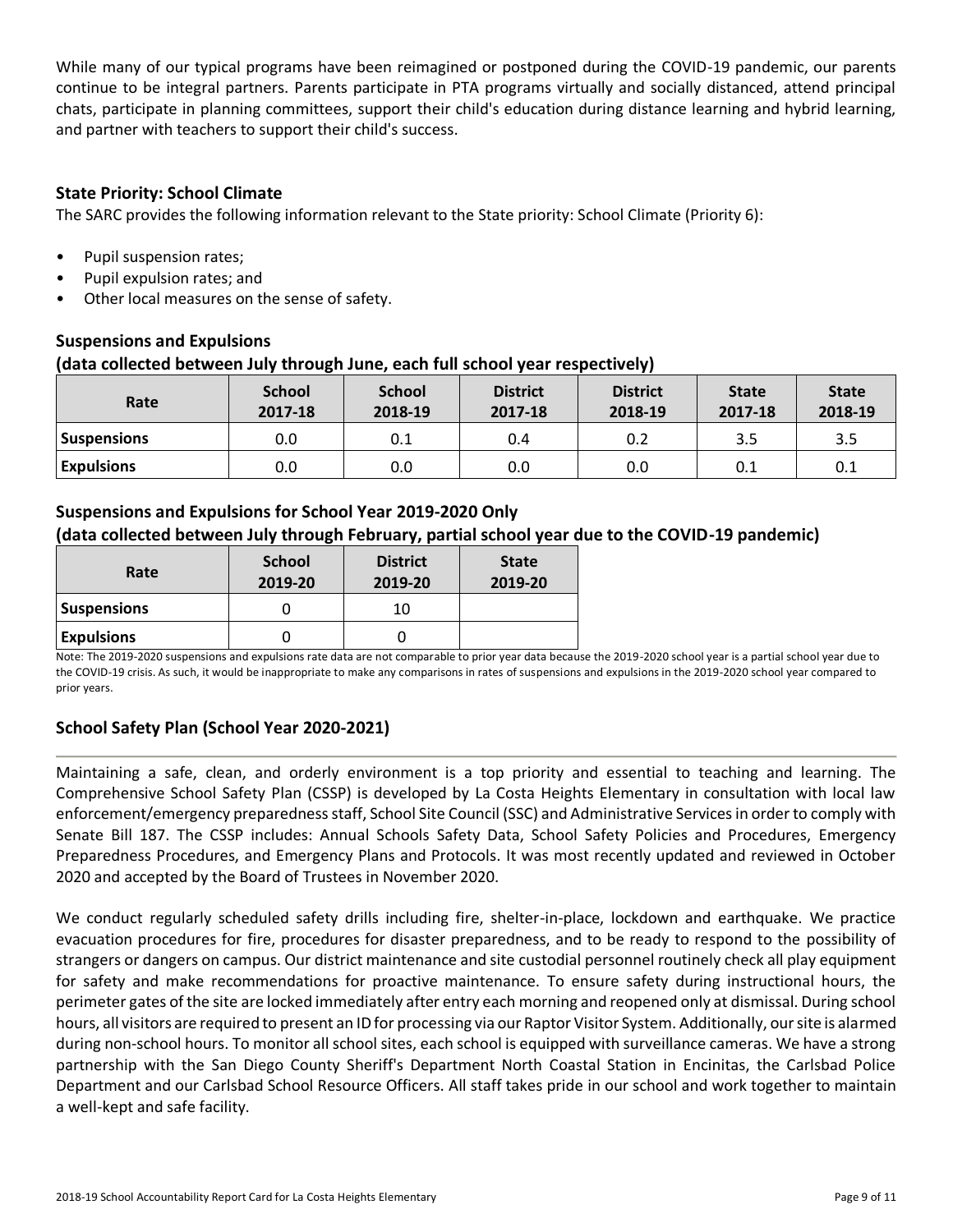While many of our typical programs have been reimagined or postponed during the COVID-19 pandemic, our parents continue to be integral partners. Parents participate in PTA programs virtually and socially distanced, attend principal chats, participate in planning committees, support their child's education during distance learning and hybrid learning, and partner with teachers to support their child's success.

### State Priority: School Climate

The SARC provides the following information relevant to the State priority: School Climate (Priority 6):

- Pupil suspension rates;
- Pupil expulsion rates; and
- Other local measures on the sense of safety.

### Suspensions and Expulsions
**(data collected between July through June, each full school year respectively)**

| Rate | School 2017-18 | School 2018-19 | District 2017-18 | District 2018-19 | State 2017-18 | State 2018-19 |
|---|---|---|---|---|---|---|
| **Suspensions** | 0.0 | 0.1 | 0.4 | 0.2 | 3.5 | 3.5 |
| **Expulsions** | 0.0 | 0.0 | 0.0 | 0.0 | 0.1 | 0.1 |

### Suspensions and Expulsions for School Year 2019-2020 Only
**(data collected between July through February, partial school year due to the COVID-19 pandemic)**

| Rate | School 2019-20 | District 2019-20 | State 2019-20 |
|---|---|---|---|
| **Suspensions** | 0 | 10 | |
| **Expulsions** | 0 | 0 | |

Note: The 2019-2020 suspensions and expulsions rate data are not comparable to prior year data because the 2019-2020 school year is a partial school year due to the COVID-19 crisis. As such, it would be inappropriate to make any comparisons in rates of suspensions and expulsions in the 2019-2020 school year compared to prior years.

### School Safety Plan (School Year 2020-2021)

Maintaining a safe, clean, and orderly environment is a top priority and essential to teaching and learning. The Comprehensive School Safety Plan (CSSP) is developed by La Costa Heights Elementary in consultation with local law enforcement/emergency preparedness staff, School Site Council (SSC) and Administrative Services in order to comply with Senate Bill 187. The CSSP includes: Annual Schools Safety Data, School Safety Policies and Procedures, Emergency Preparedness Procedures, and Emergency Plans and Protocols. It was most recently updated and reviewed in October 2020 and accepted by the Board of Trustees in November 2020.

We conduct regularly scheduled safety drills including fire, shelter-in-place, lockdown and earthquake. We practice evacuation procedures for fire, procedures for disaster preparedness, and to be ready to respond to the possibility of strangers or dangers on campus. Our district maintenance and site custodial personnel routinely check all play equipment for safety and make recommendations for proactive maintenance. To ensure safety during instructional hours, the perimeter gates of the site are locked immediately after entry each morning and reopened only at dismissal. During school hours, all visitors are required to present an ID for processing via our Raptor Visitor System. Additionally, our site is alarmed during non-school hours. To monitor all school sites, each school is equipped with surveillance cameras. We have a strong partnership with the San Diego County Sheriff's Department North Coastal Station in Encinitas, the Carlsbad Police Department and our Carlsbad School Resource Officers. All staff takes pride in our school and work together to maintain a well-kept and safe facility.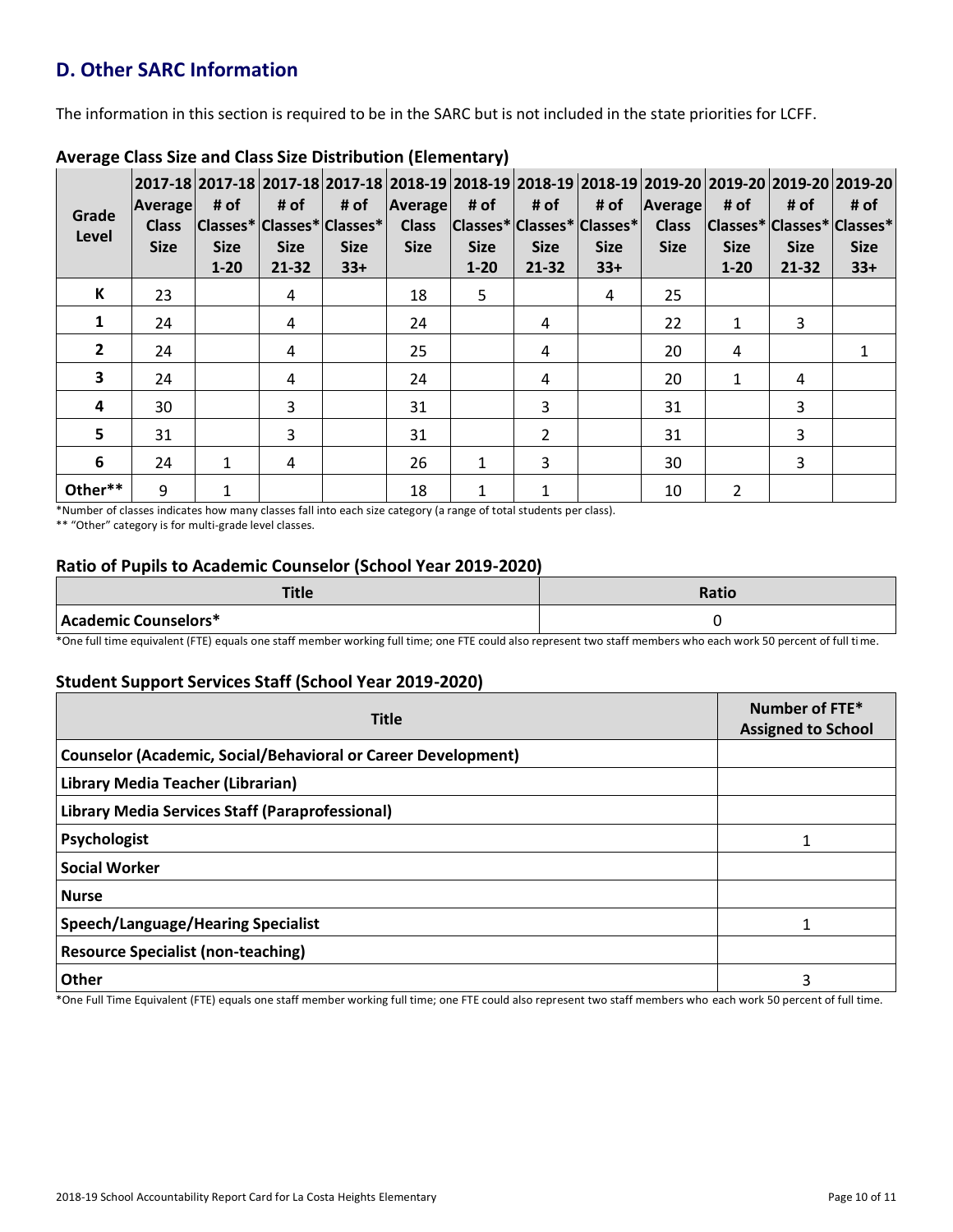## D. Other SARC Information

The information in this section is required to be in the SARC but is not included in the state priorities for LCFF.

### Average Class Size and Class Size Distribution (Elementary)

| Grade Level | 2017-18 Average Class Size | 2017-18 # of Classes* Size 1-20 | 2017-18 # of Classes* Size 21-32 | 2017-18 # of Classes* Size 33+ | 2018-19 Average Class Size | 2018-19 # of Classes* Size 1-20 | 2018-19 # of Classes* Size 21-32 | 2018-19 # of Classes* Size 33+ | 2019-20 Average Class Size | 2019-20 # of Classes* Size 1-20 | 2019-20 # of Classes* Size 21-32 | 2019-20 # of Classes* Size 33+ |
|---|---|---|---|---|---|---|---|---|---|---|---|---|
| K | 23 | | 4 | | 18 | 5 | | 4 | 25 | | | |
| 1 | 24 | | 4 | | 24 | | 4 | | 22 | 1 | 3 | |
| 2 | 24 | | 4 | | 25 | | 4 | | 20 | 4 | | 1 |
| 3 | 24 | | 4 | | 24 | | 4 | | 20 | 1 | 4 | |
| 4 | 30 | | 3 | | 31 | | 3 | | 31 | | 3 | |
| 5 | 31 | | 3 | | 31 | | 2 | | 31 | | 3 | |
| 6 | 24 | 1 | 4 | | 26 | 1 | 3 | | 30 | | 3 | |
| Other** | 9 | 1 | | | 18 | 1 | 1 | | 10 | 2 | | |

*Number of classes indicates how many classes fall into each size category (a range of total students per class).

** "Other" category is for multi-grade level classes.

### Ratio of Pupils to Academic Counselor (School Year 2019-2020)

| Title | Ratio |
|---|---|
| Academic Counselors* | 0 |

*One full time equivalent (FTE) equals one staff member working full time; one FTE could also represent two staff members who each work 50 percent of full time.

### Student Support Services Staff (School Year 2019-2020)

| Title | Number of FTE* Assigned to School |
|---|---|
| Counselor (Academic, Social/Behavioral or Career Development) | |
| Library Media Teacher (Librarian) | |
| Library Media Services Staff (Paraprofessional) | |
| Psychologist | 1 |
| Social Worker | |
| Nurse | |
| Speech/Language/Hearing Specialist | 1 |
| Resource Specialist (non-teaching) | |
| Other | 3 |

*One Full Time Equivalent (FTE) equals one staff member working full time; one FTE could also represent two staff members who each work 50 percent of full time.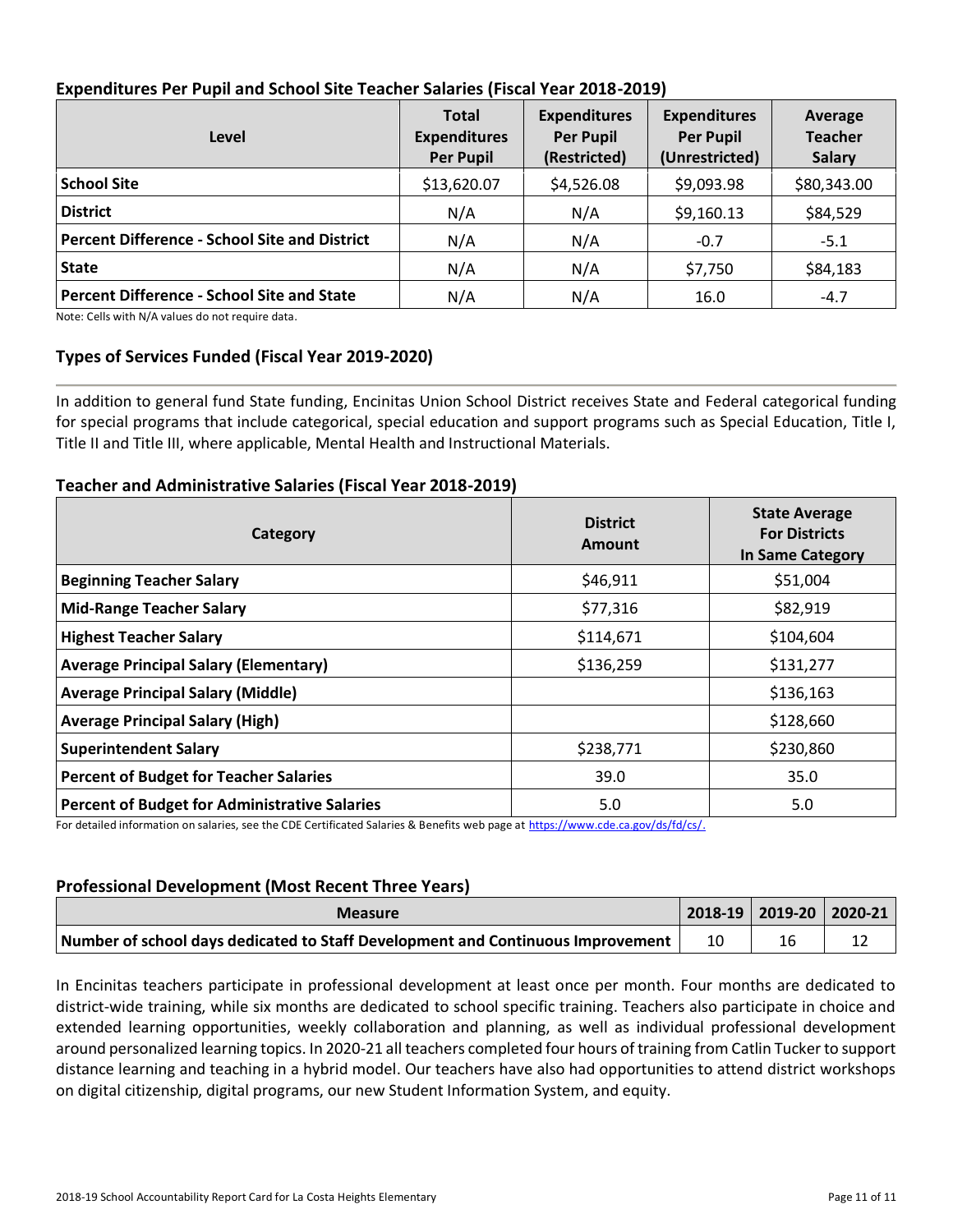### Expenditures Per Pupil and School Site Teacher Salaries (Fiscal Year 2018-2019)

| Level | Total Expenditures Per Pupil | Expenditures Per Pupil (Restricted) | Expenditures Per Pupil (Unrestricted) | Average Teacher Salary |
|---|---|---|---|---|
| **School Site** | $13,620.07 | $4,526.08 | $9,093.98 | $80,343.00 |
| **District** | N/A | N/A | $9,160.13 | $84,529 |
| **Percent Difference - School Site and District** | N/A | N/A | -0.7 | -5.1 |
| **State** | N/A | N/A | $7,750 | $84,183 |
| **Percent Difference - School Site and State** | N/A | N/A | 16.0 | -4.7 |

Note: Cells with N/A values do not require data.

### Types of Services Funded (Fiscal Year 2019-2020)

In addition to general fund State funding, Encinitas Union School District receives State and Federal categorical funding for special programs that include categorical, special education and support programs such as Special Education, Title I, Title II and Title III, where applicable, Mental Health and Instructional Materials.

### Teacher and Administrative Salaries (Fiscal Year 2018-2019)

| Category | District Amount | State Average For Districts In Same Category |
|---|---|---|
| **Beginning Teacher Salary** | $46,911 | $51,004 |
| **Mid-Range Teacher Salary** | $77,316 | $82,919 |
| **Highest Teacher Salary** | $114,671 | $104,604 |
| **Average Principal Salary (Elementary)** | $136,259 | $131,277 |
| **Average Principal Salary (Middle)** | | $136,163 |
| **Average Principal Salary (High)** | | $128,660 |
| **Superintendent Salary** | $238,771 | $230,860 |
| **Percent of Budget for Teacher Salaries** | 39.0 | 35.0 |
| **Percent of Budget for Administrative Salaries** | 5.0 | 5.0 |

For detailed information on salaries, see the CDE Certificated Salaries & Benefits web page at https://www.cde.ca.gov/ds/fd/cs/.

### Professional Development (Most Recent Three Years)

| Measure | 2018-19 | 2019-20 | 2020-21 |
|---|---|---|---|
| Number of school days dedicated to Staff Development and Continuous Improvement | 10 | 16 | 12 |

In Encinitas teachers participate in professional development at least once per month. Four months are dedicated to district-wide training, while six months are dedicated to school specific training. Teachers also participate in choice and extended learning opportunities, weekly collaboration and planning, as well as individual professional development around personalized learning topics. In 2020-21 all teachers completed four hours of training from Catlin Tucker to support distance learning and teaching in a hybrid model. Our teachers have also had opportunities to attend district workshops on digital citizenship, digital programs, our new Student Information System, and equity.